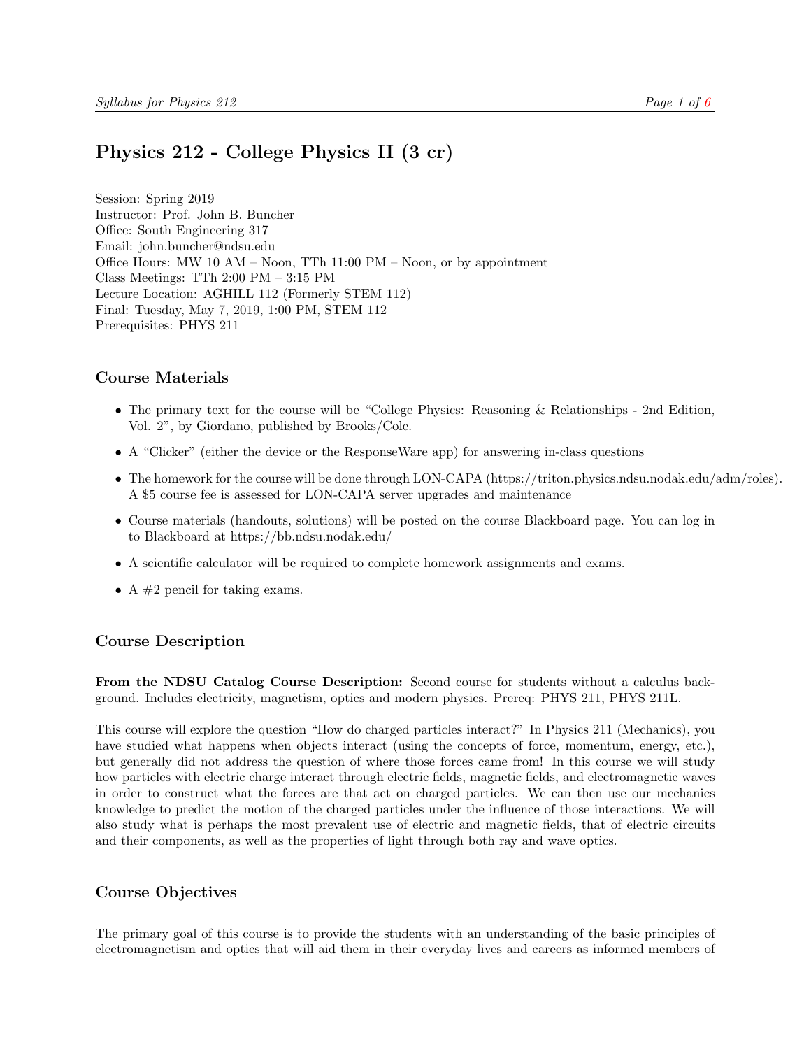# Physics 212 - College Physics II (3 cr)

Session: Spring 2019
Instructor: Prof. John B. Buncher
Office: South Engineering 317
Email: john.buncher@ndsu.edu
Office Hours: MW 10 AM – Noon, TTh 11:00 PM – Noon, or by appointment
Class Meetings: TTh 2:00 PM – 3:15 PM
Lecture Location: AGHILL 112 (Formerly STEM 112)
Final: Tuesday, May 7, 2019, 1:00 PM, STEM 112
Prerequisites: PHYS 211

## Course Materials

- The primary text for the course will be "College Physics: Reasoning & Relationships - 2nd Edition, Vol. 2", by Giordano, published by Brooks/Cole.
- A "Clicker" (either the device or the ResponseWare app) for answering in-class questions
- The homework for the course will be done through LON-CAPA (https://triton.physics.ndsu.nodak.edu/adm/roles). A $5 course fee is assessed for LON-CAPA server upgrades and maintenance
- Course materials (handouts, solutions) will be posted on the course Blackboard page. You can log in to Blackboard at https://bb.ndsu.nodak.edu/
- A scientific calculator will be required to complete homework assignments and exams.
- A #2 pencil for taking exams.

## Course Description

**From the NDSU Catalog Course Description:** Second course for students without a calculus background. Includes electricity, magnetism, optics and modern physics. Prereq: PHYS 211, PHYS 211L.

This course will explore the question "How do charged particles interact?" In Physics 211 (Mechanics), you have studied what happens when objects interact (using the concepts of force, momentum, energy, etc.), but generally did not address the question of where those forces came from! In this course we will study how particles with electric charge interact through electric fields, magnetic fields, and electromagnetic waves in order to construct what the forces are that act on charged particles. We can then use our mechanics knowledge to predict the motion of the charged particles under the influence of those interactions. We will also study what is perhaps the most prevalent use of electric and magnetic fields, that of electric circuits and their components, as well as the properties of light through both ray and wave optics.

## Course Objectives

The primary goal of this course is to provide the students with an understanding of the basic principles of electromagnetism and optics that will aid them in their everyday lives and careers as informed members of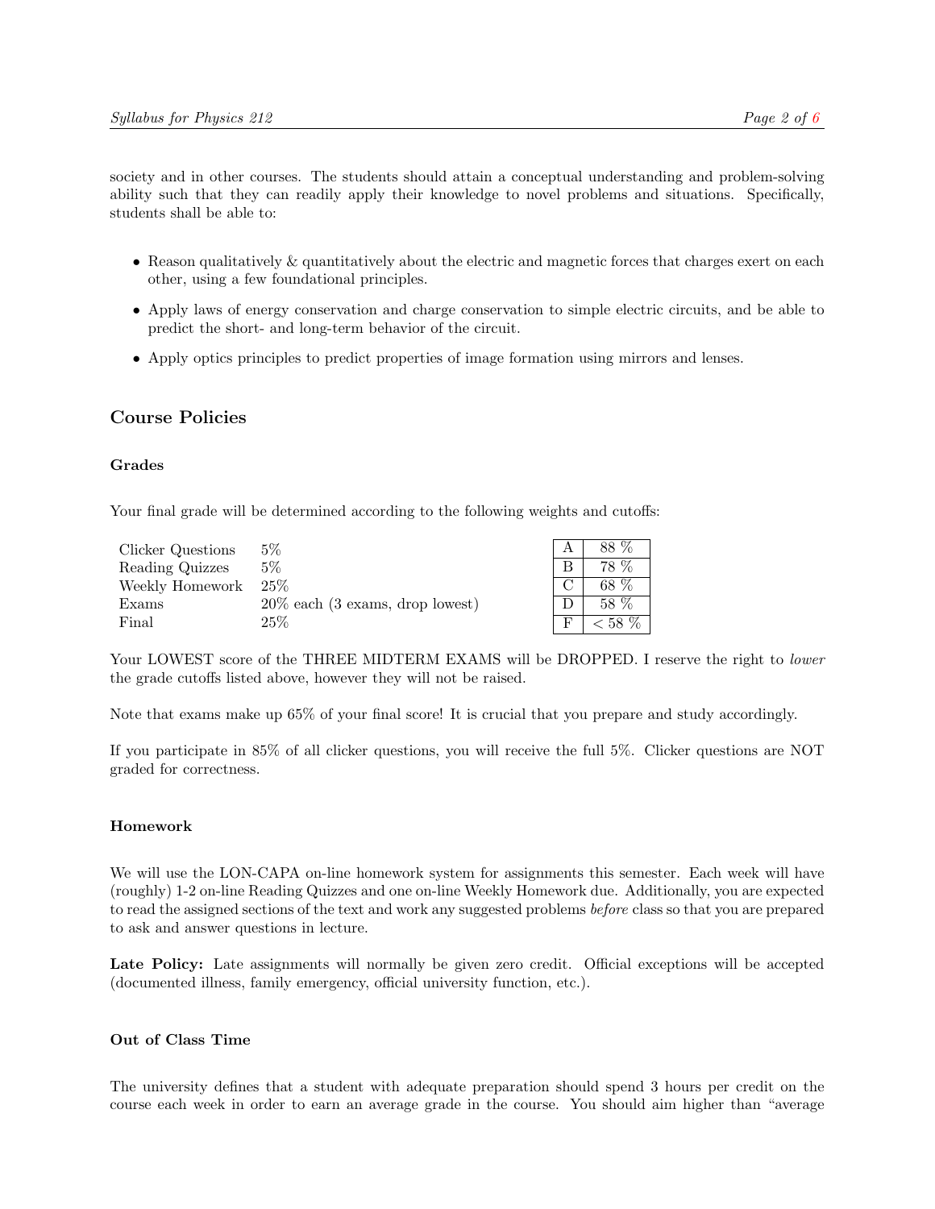society and in other courses. The students should attain a conceptual understanding and problem-solving ability such that they can readily apply their knowledge to novel problems and situations. Specifically, students shall be able to:

- Reason qualitatively & quantitatively about the electric and magnetic forces that charges exert on each other, using a few foundational principles.
- Apply laws of energy conservation and charge conservation to simple electric circuits, and be able to predict the short- and long-term behavior of the circuit.
- Apply optics principles to predict properties of image formation using mirrors and lenses.

## Course Policies

### Grades

Your final grade will be determined according to the following weights and cutoffs:

| Component | Weight |
|---|---|
| Clicker Questions | 5% |
| Reading Quizzes | 5% |
| Weekly Homework | 25% |
| Exams | 20% each (3 exams, drop lowest) |
| Final | 25% |

| Grade | Cutoff |
|---|---|
| A | 88 % |
| B | 78 % |
| C | 68 % |
| D | 58 % |
| F | < 58 % |

Your LOWEST score of the THREE MIDTERM EXAMS will be DROPPED. I reserve the right to *lower* the grade cutoffs listed above, however they will not be raised.

Note that exams make up 65% of your final score! It is crucial that you prepare and study accordingly.

If you participate in 85% of all clicker questions, you will receive the full 5%. Clicker questions are NOT graded for correctness.

### Homework

We will use the LON-CAPA on-line homework system for assignments this semester. Each week will have (roughly) 1-2 on-line Reading Quizzes and one on-line Weekly Homework due. Additionally, you are expected to read the assigned sections of the text and work any suggested problems *before* class so that you are prepared to ask and answer questions in lecture.

**Late Policy:** Late assignments will normally be given zero credit. Official exceptions will be accepted (documented illness, family emergency, official university function, etc.).

### Out of Class Time

The university defines that a student with adequate preparation should spend 3 hours per credit on the course each week in order to earn an average grade in the course. You should aim higher than "average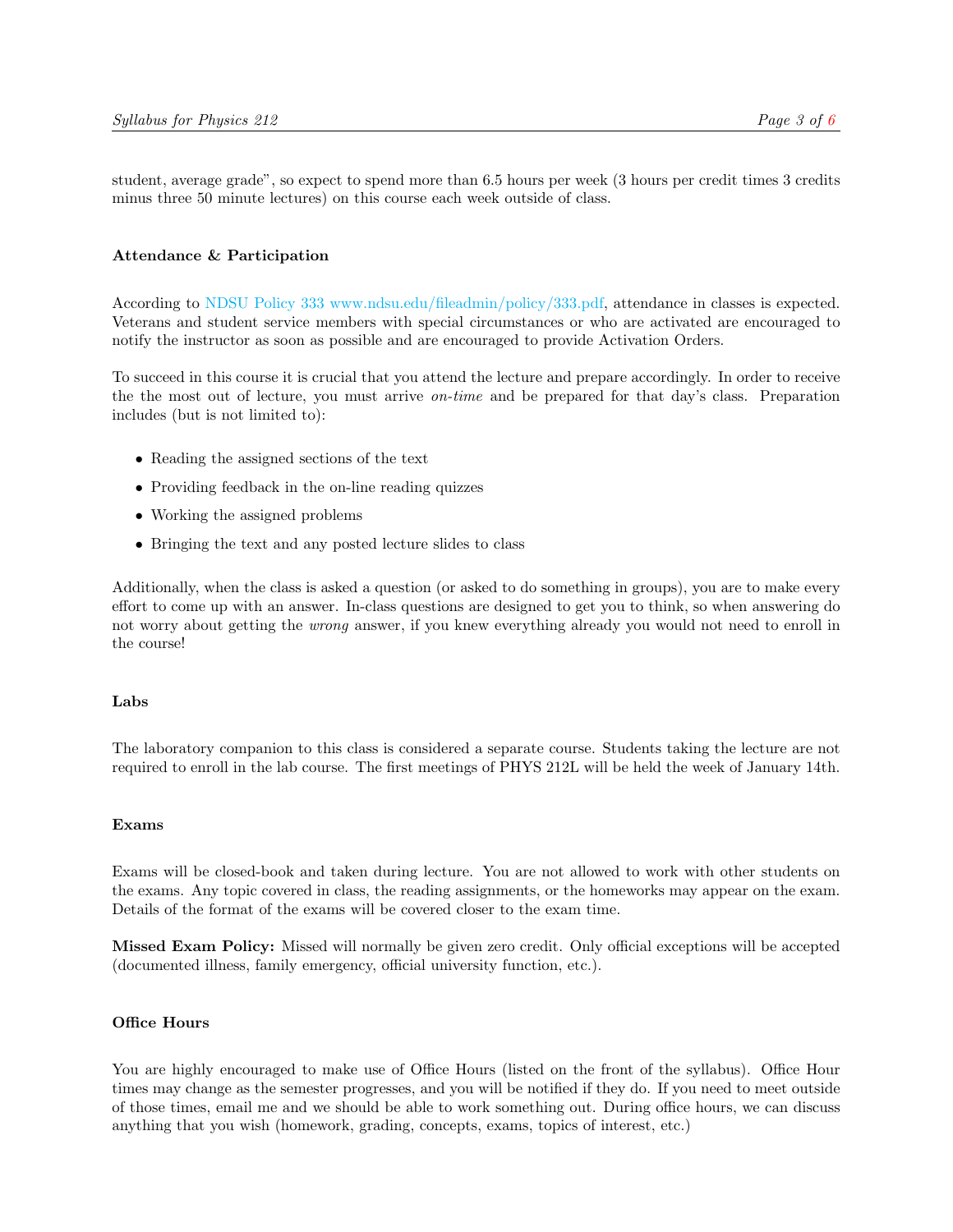student, average grade", so expect to spend more than 6.5 hours per week (3 hours per credit times 3 credits minus three 50 minute lectures) on this course each week outside of class.

### Attendance & Participation

According to NDSU Policy 333 www.ndsu.edu/fileadmin/policy/333.pdf, attendance in classes is expected. Veterans and student service members with special circumstances or who are activated are encouraged to notify the instructor as soon as possible and are encouraged to provide Activation Orders.

To succeed in this course it is crucial that you attend the lecture and prepare accordingly. In order to receive the the most out of lecture, you must arrive *on-time* and be prepared for that day's class. Preparation includes (but is not limited to):

- Reading the assigned sections of the text
- Providing feedback in the on-line reading quizzes
- Working the assigned problems
- Bringing the text and any posted lecture slides to class

Additionally, when the class is asked a question (or asked to do something in groups), you are to make every effort to come up with an answer. In-class questions are designed to get you to think, so when answering do not worry about getting the *wrong* answer, if you knew everything already you would not need to enroll in the course!

### Labs

The laboratory companion to this class is considered a separate course. Students taking the lecture are not required to enroll in the lab course. The first meetings of PHYS 212L will be held the week of January 14th.

### Exams

Exams will be closed-book and taken during lecture. You are not allowed to work with other students on the exams. Any topic covered in class, the reading assignments, or the homeworks may appear on the exam. Details of the format of the exams will be covered closer to the exam time.

**Missed Exam Policy:** Missed will normally be given zero credit. Only official exceptions will be accepted (documented illness, family emergency, official university function, etc.).

### Office Hours

You are highly encouraged to make use of Office Hours (listed on the front of the syllabus). Office Hour times may change as the semester progresses, and you will be notified if they do. If you need to meet outside of those times, email me and we should be able to work something out. During office hours, we can discuss anything that you wish (homework, grading, concepts, exams, topics of interest, etc.)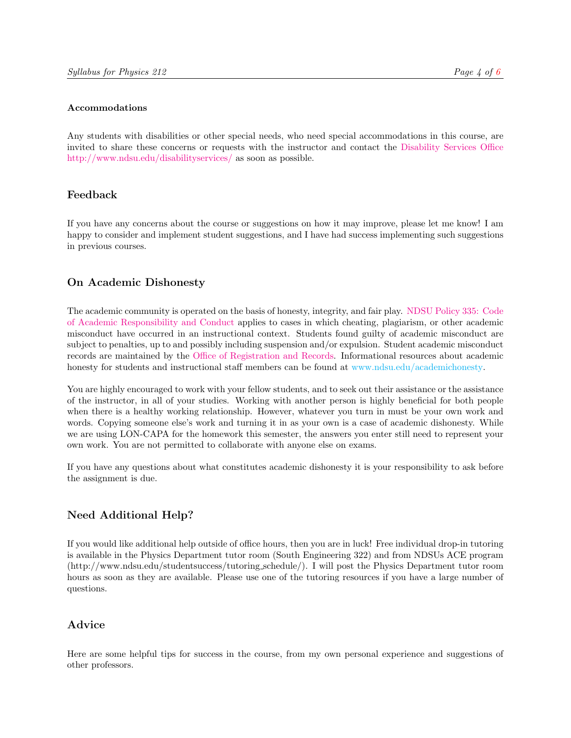#### Accommodations

Any students with disabilities or other special needs, who need special accommodations in this course, are invited to share these concerns or requests with the instructor and contact the Disability Services Office http://www.ndsu.edu/disabilityservices/ as soon as possible.

### Feedback

If you have any concerns about the course or suggestions on how it may improve, please let me know! I am happy to consider and implement student suggestions, and I have had success implementing such suggestions in previous courses.

### On Academic Dishonesty

The academic community is operated on the basis of honesty, integrity, and fair play. NDSU Policy 335: Code of Academic Responsibility and Conduct applies to cases in which cheating, plagiarism, or other academic misconduct have occurred in an instructional context. Students found guilty of academic misconduct are subject to penalties, up to and possibly including suspension and/or expulsion. Student academic misconduct records are maintained by the Office of Registration and Records. Informational resources about academic honesty for students and instructional staff members can be found at www.ndsu.edu/academichonesty.

You are highly encouraged to work with your fellow students, and to seek out their assistance or the assistance of the instructor, in all of your studies. Working with another person is highly beneficial for both people when there is a healthy working relationship. However, whatever you turn in must be your own work and words. Copying someone else's work and turning it in as your own is a case of academic dishonesty. While we are using LON-CAPA for the homework this semester, the answers you enter still need to represent your own work. You are not permitted to collaborate with anyone else on exams.

If you have any questions about what constitutes academic dishonesty it is your responsibility to ask before the assignment is due.

### Need Additional Help?

If you would like additional help outside of office hours, then you are in luck! Free individual drop-in tutoring is available in the Physics Department tutor room (South Engineering 322) and from NDSUs ACE program (http://www.ndsu.edu/studentsuccess/tutoring_schedule/). I will post the Physics Department tutor room hours as soon as they are available. Please use one of the tutoring resources if you have a large number of questions.

### Advice

Here are some helpful tips for success in the course, from my own personal experience and suggestions of other professors.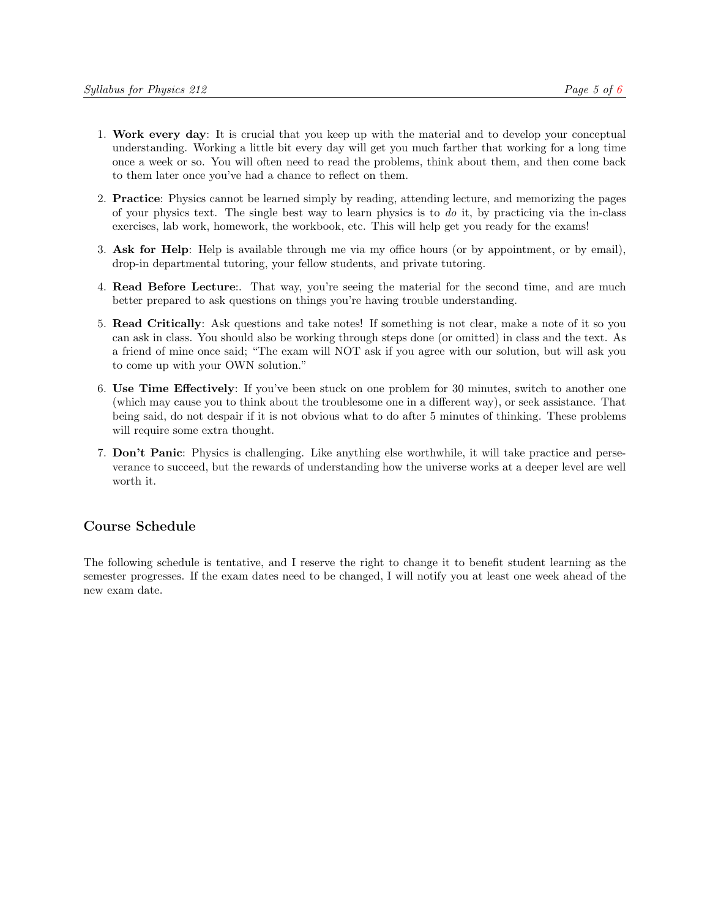1. **Work every day**: It is crucial that you keep up with the material and to develop your conceptual understanding. Working a little bit every day will get you much farther that working for a long time once a week or so. You will often need to read the problems, think about them, and then come back to them later once you've had a chance to reflect on them.

2. **Practice**: Physics cannot be learned simply by reading, attending lecture, and memorizing the pages of your physics text. The single best way to learn physics is to *do* it, by practicing via the in-class exercises, lab work, homework, the workbook, etc. This will help get you ready for the exams!

3. **Ask for Help**: Help is available through me via my office hours (or by appointment, or by email), drop-in departmental tutoring, your fellow students, and private tutoring.

4. **Read Before Lecture**:. That way, you're seeing the material for the second time, and are much better prepared to ask questions on things you're having trouble understanding.

5. **Read Critically**: Ask questions and take notes! If something is not clear, make a note of it so you can ask in class. You should also be working through steps done (or omitted) in class and the text. As a friend of mine once said; "The exam will NOT ask if you agree with our solution, but will ask you to come up with your OWN solution."

6. **Use Time Effectively**: If you've been stuck on one problem for 30 minutes, switch to another one (which may cause you to think about the troublesome one in a different way), or seek assistance. That being said, do not despair if it is not obvious what to do after 5 minutes of thinking. These problems will require some extra thought.

7. **Don't Panic**: Physics is challenging. Like anything else worthwhile, it will take practice and perseverance to succeed, but the rewards of understanding how the universe works at a deeper level are well worth it.

## Course Schedule

The following schedule is tentative, and I reserve the right to change it to benefit student learning as the semester progresses. If the exam dates need to be changed, I will notify you at least one week ahead of the new exam date.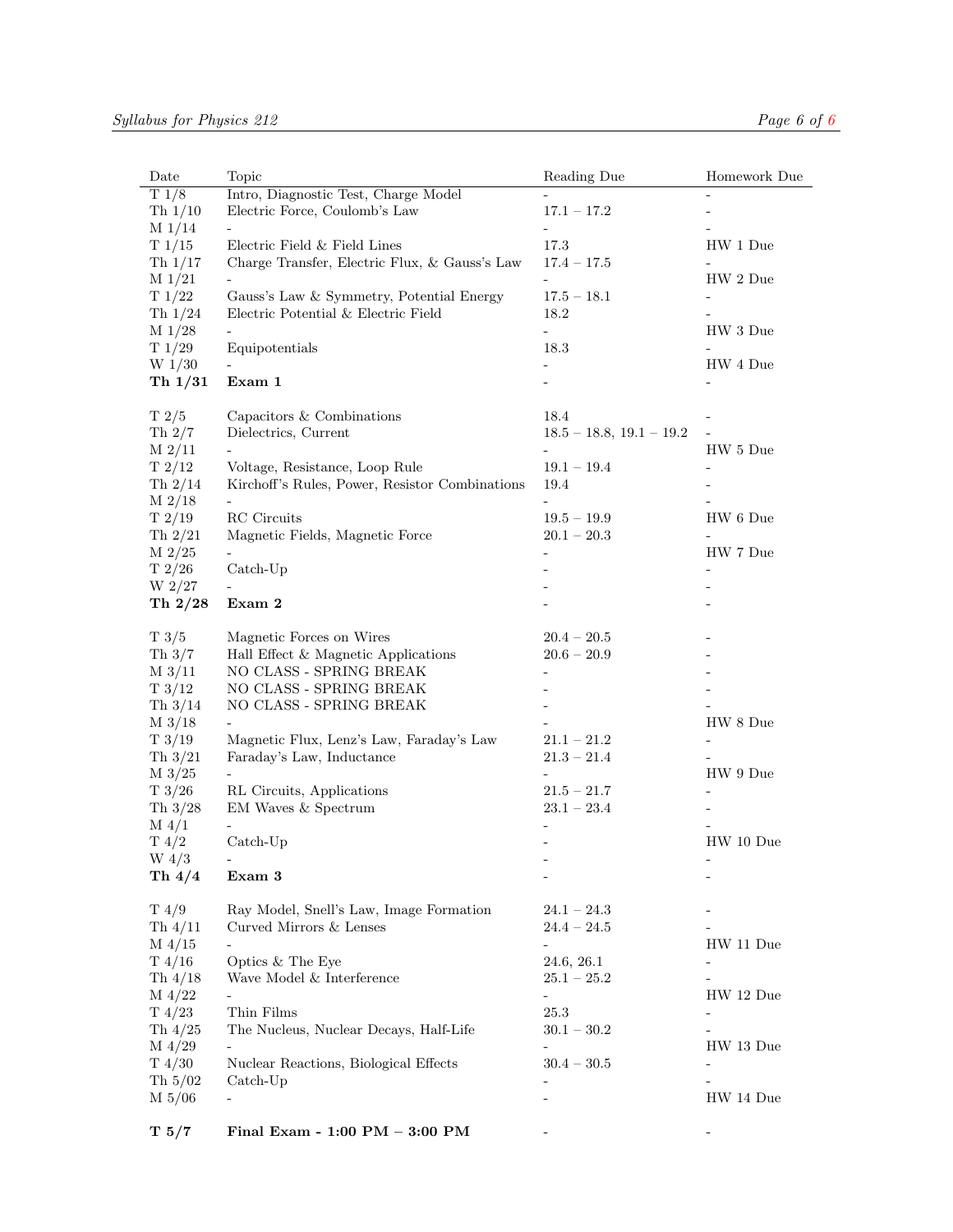| Date | Topic | Reading Due | Homework Due |
|---|---|---|---|
| T 1/8 | Intro, Diagnostic Test, Charge Model | - | - |
| Th 1/10 | Electric Force, Coulomb's Law | 17.1 – 17.2 | - |
| M 1/14 | - | - | - |
| T 1/15 | Electric Field & Field Lines | 17.3 | HW 1 Due |
| Th 1/17 | Charge Transfer, Electric Flux, & Gauss's Law | 17.4 – 17.5 | - |
| M 1/21 | - | - | HW 2 Due |
| T 1/22 | Gauss's Law & Symmetry, Potential Energy | 17.5 – 18.1 | - |
| Th 1/24 | Electric Potential & Electric Field | 18.2 | - |
| M 1/28 | - | - | HW 3 Due |
| T 1/29 | Equipotentials | 18.3 | - |
| W 1/30 | - | - | HW 4 Due |
| **Th 1/31** | **Exam 1** | - | - |
| | | | |
| T 2/5 | Capacitors & Combinations | 18.4 | - |
| Th 2/7 | Dielectrics, Current | 18.5 – 18.8, 19.1 – 19.2 | - |
| M 2/11 | - | - | HW 5 Due |
| T 2/12 | Voltage, Resistance, Loop Rule | 19.1 – 19.4 | - |
| Th 2/14 | Kirchoff's Rules, Power, Resistor Combinations | 19.4 | - |
| M 2/18 | - | - | - |
| T 2/19 | RC Circuits | 19.5 – 19.9 | HW 6 Due |
| Th 2/21 | Magnetic Fields, Magnetic Force | 20.1 – 20.3 | - |
| M 2/25 | - | - | HW 7 Due |
| T 2/26 | Catch-Up | - | - |
| W 2/27 | - | - | - |
| **Th 2/28** | **Exam 2** | - | - |
| | | | |
| T 3/5 | Magnetic Forces on Wires | 20.4 – 20.5 | - |
| Th 3/7 | Hall Effect & Magnetic Applications | 20.6 – 20.9 | - |
| M 3/11 | NO CLASS - SPRING BREAK | - | - |
| T 3/12 | NO CLASS - SPRING BREAK | - | - |
| Th 3/14 | NO CLASS - SPRING BREAK | - | - |
| M 3/18 | - | - | HW 8 Due |
| T 3/19 | Magnetic Flux, Lenz's Law, Faraday's Law | 21.1 – 21.2 | - |
| Th 3/21 | Faraday's Law, Inductance | 21.3 – 21.4 | - |
| M 3/25 | - | - | HW 9 Due |
| T 3/26 | RL Circuits, Applications | 21.5 – 21.7 | - |
| Th 3/28 | EM Waves & Spectrum | 23.1 – 23.4 | - |
| M 4/1 | - | - | - |
| T 4/2 | Catch-Up | - | HW 10 Due |
| W 4/3 | - | - | - |
| **Th 4/4** | **Exam 3** | - | - |
| | | | |
| T 4/9 | Ray Model, Snell's Law, Image Formation | 24.1 – 24.3 | - |
| Th 4/11 | Curved Mirrors & Lenses | 24.4 – 24.5 | - |
| M 4/15 | - | - | HW 11 Due |
| T 4/16 | Optics & The Eye | 24.6, 26.1 | - |
| Th 4/18 | Wave Model & Interference | 25.1 – 25.2 | - |
| M 4/22 | - | - | HW 12 Due |
| T 4/23 | Thin Films | 25.3 | - |
| Th 4/25 | The Nucleus, Nuclear Decays, Half-Life | 30.1 – 30.2 | - |
| M 4/29 | - | - | HW 13 Due |
| T 4/30 | Nuclear Reactions, Biological Effects | 30.4 – 30.5 | - |
| Th 5/02 | Catch-Up | - | - |
| M 5/06 | - | - | HW 14 Due |
| | | | |
| **T 5/7** | **Final Exam - 1:00 PM – 3:00 PM** | - | - |